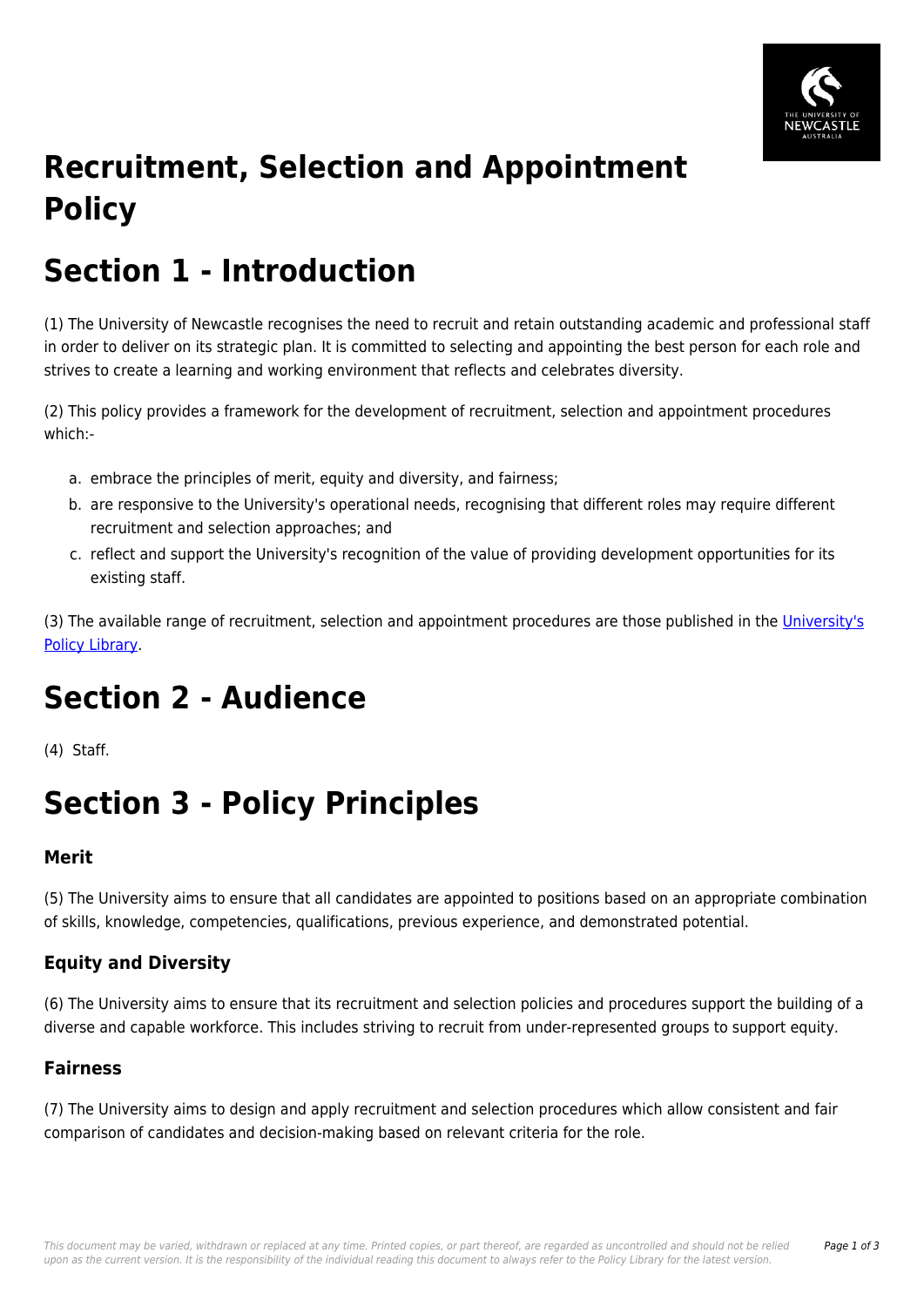# Recruitment, Selection and Appointment Policy

# Section 1 - Introduction

(1) The University of Newcastle recognises the need to recruit and retain outstanding academic and professional staff in order to deliver on its strategic plan. It is committed to selecting and appointing the best person for each role and strives to create a learning and working environment that reflects and celebrates diversity.

(2) This policy provides a framework for the development of recruitment, selection and appointment procedures which:-

a. embrace the principles of merit, equity and diversity, and fairness;
b. are responsive to the University's operational needs, recognising that different roles may require different recruitment and selection approaches; and
c. reflect and support the University's recognition of the value of providing development opportunities for its existing staff.

(3) The available range of recruitment, selection and appointment procedures are those published in the University's Policy Library.

# Section 2 - Audience

(4) Staff.

# Section 3 - Policy Principles

### Merit

(5) The University aims to ensure that all candidates are appointed to positions based on an appropriate combination of skills, knowledge, competencies, qualifications, previous experience, and demonstrated potential.

### Equity and Diversity

(6) The University aims to ensure that its recruitment and selection policies and procedures support the building of a diverse and capable workforce. This includes striving to recruit from under-represented groups to support equity.

### Fairness

(7) The University aims to design and apply recruitment and selection procedures which allow consistent and fair comparison of candidates and decision-making based on relevant criteria for the role.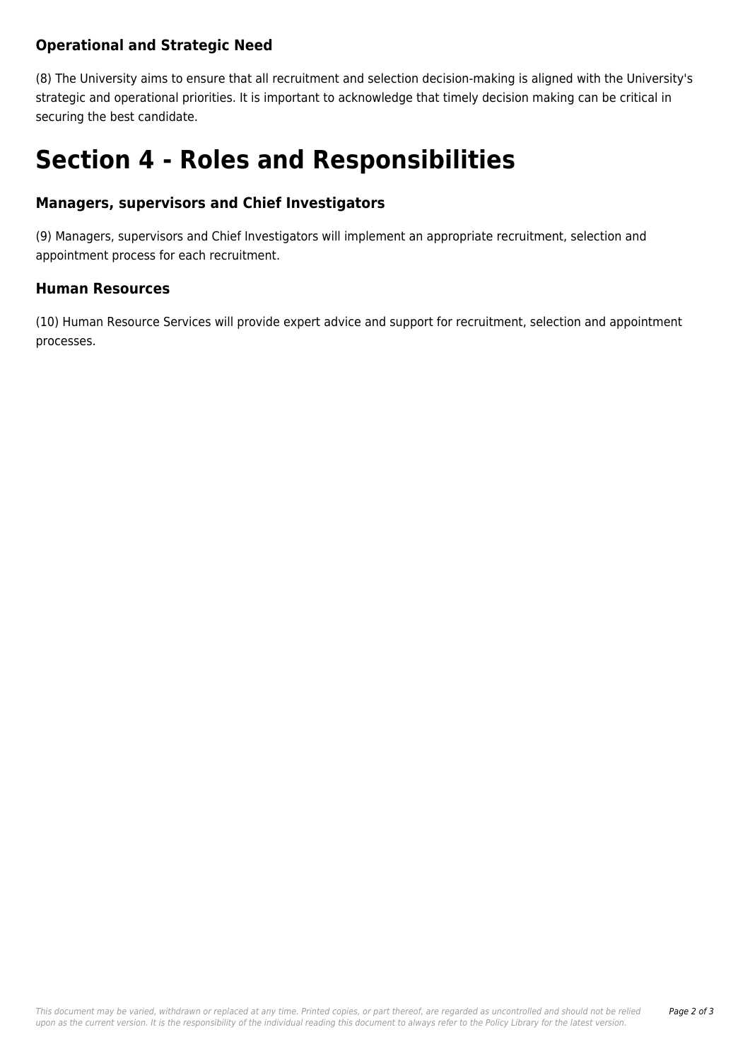### Operational and Strategic Need

(8) The University aims to ensure that all recruitment and selection decision-making is aligned with the University's strategic and operational priorities. It is important to acknowledge that timely decision making can be critical in securing the best candidate.

# Section 4 - Roles and Responsibilities

### Managers, supervisors and Chief Investigators

(9) Managers, supervisors and Chief Investigators will implement an appropriate recruitment, selection and appointment process for each recruitment.

### Human Resources

(10) Human Resource Services will provide expert advice and support for recruitment, selection and appointment processes.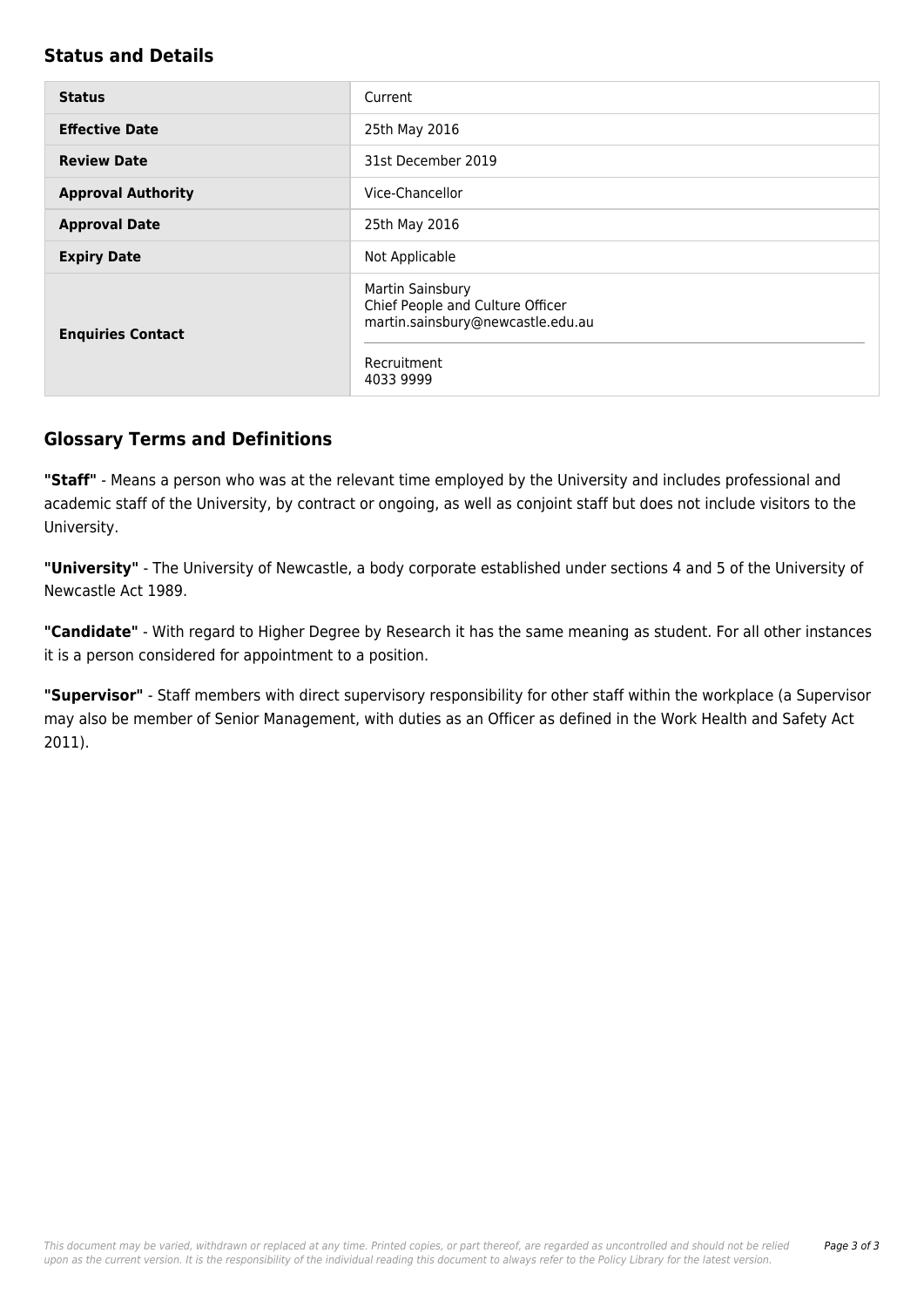## Status and Details

| | |
|---|---|
| **Status** | Current |
| **Effective Date** | 25th May 2016 |
| **Review Date** | 31st December 2019 |
| **Approval Authority** | Vice-Chancellor |
| **Approval Date** | 25th May 2016 |
| **Expiry Date** | Not Applicable |
| **Enquiries Contact** | Martin Sainsbury<br>Chief People and Culture Officer<br>martin.sainsbury@newcastle.edu.au<br><br>Recruitment<br>4033 9999 |

## Glossary Terms and Definitions

**"Staff"** - Means a person who was at the relevant time employed by the University and includes professional and academic staff of the University, by contract or ongoing, as well as conjoint staff but does not include visitors to the University.

**"University"** - The University of Newcastle, a body corporate established under sections 4 and 5 of the University of Newcastle Act 1989.

**"Candidate"** - With regard to Higher Degree by Research it has the same meaning as student. For all other instances it is a person considered for appointment to a position.

**"Supervisor"** - Staff members with direct supervisory responsibility for other staff within the workplace (a Supervisor may also be member of Senior Management, with duties as an Officer as defined in the Work Health and Safety Act 2011).